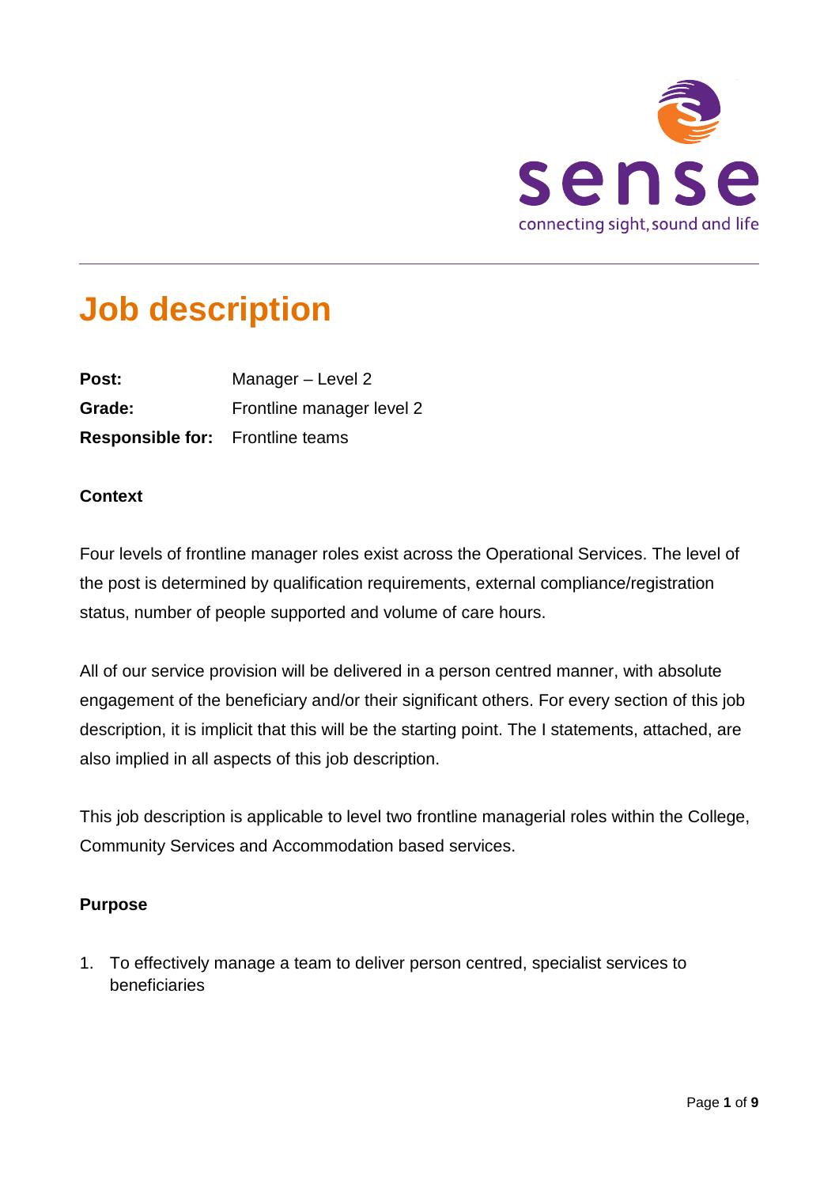# Job description

| | |
|---|---|
| **Post:** | Manager – Level 2 |
| **Grade:** | Frontline manager level 2 |
| **Responsible for:** | Frontline teams |

**Context**

Four levels of frontline manager roles exist across the Operational Services. The level of the post is determined by qualification requirements, external compliance/registration status, number of people supported and volume of care hours.

All of our service provision will be delivered in a person centred manner, with absolute engagement of the beneficiary and/or their significant others. For every section of this job description, it is implicit that this will be the starting point. The I statements, attached, are also implied in all aspects of this job description.

This job description is applicable to level two frontline managerial roles within the College, Community Services and Accommodation based services.

**Purpose**

1. To effectively manage a team to deliver person centred, specialist services to beneficiaries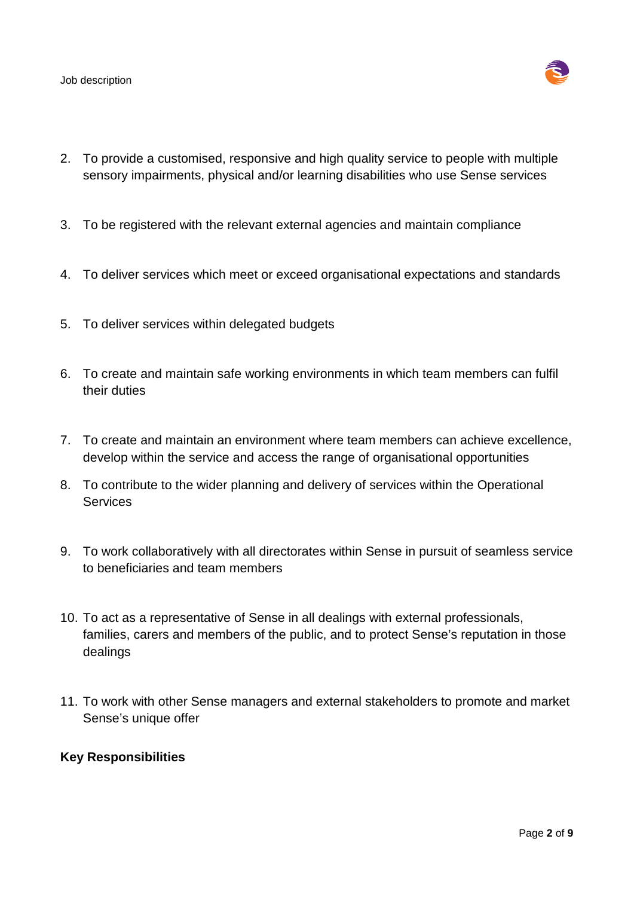2. To provide a customised, responsive and high quality service to people with multiple sensory impairments, physical and/or learning disabilities who use Sense services

3. To be registered with the relevant external agencies and maintain compliance

4. To deliver services which meet or exceed organisational expectations and standards

5. To deliver services within delegated budgets

6. To create and maintain safe working environments in which team members can fulfil their duties

7. To create and maintain an environment where team members can achieve excellence, develop within the service and access the range of organisational opportunities

8. To contribute to the wider planning and delivery of services within the Operational Services

9. To work collaboratively with all directorates within Sense in pursuit of seamless service to beneficiaries and team members

10. To act as a representative of Sense in all dealings with external professionals, families, carers and members of the public, and to protect Sense's reputation in those dealings

11. To work with other Sense managers and external stakeholders to promote and market Sense's unique offer

**Key Responsibilities**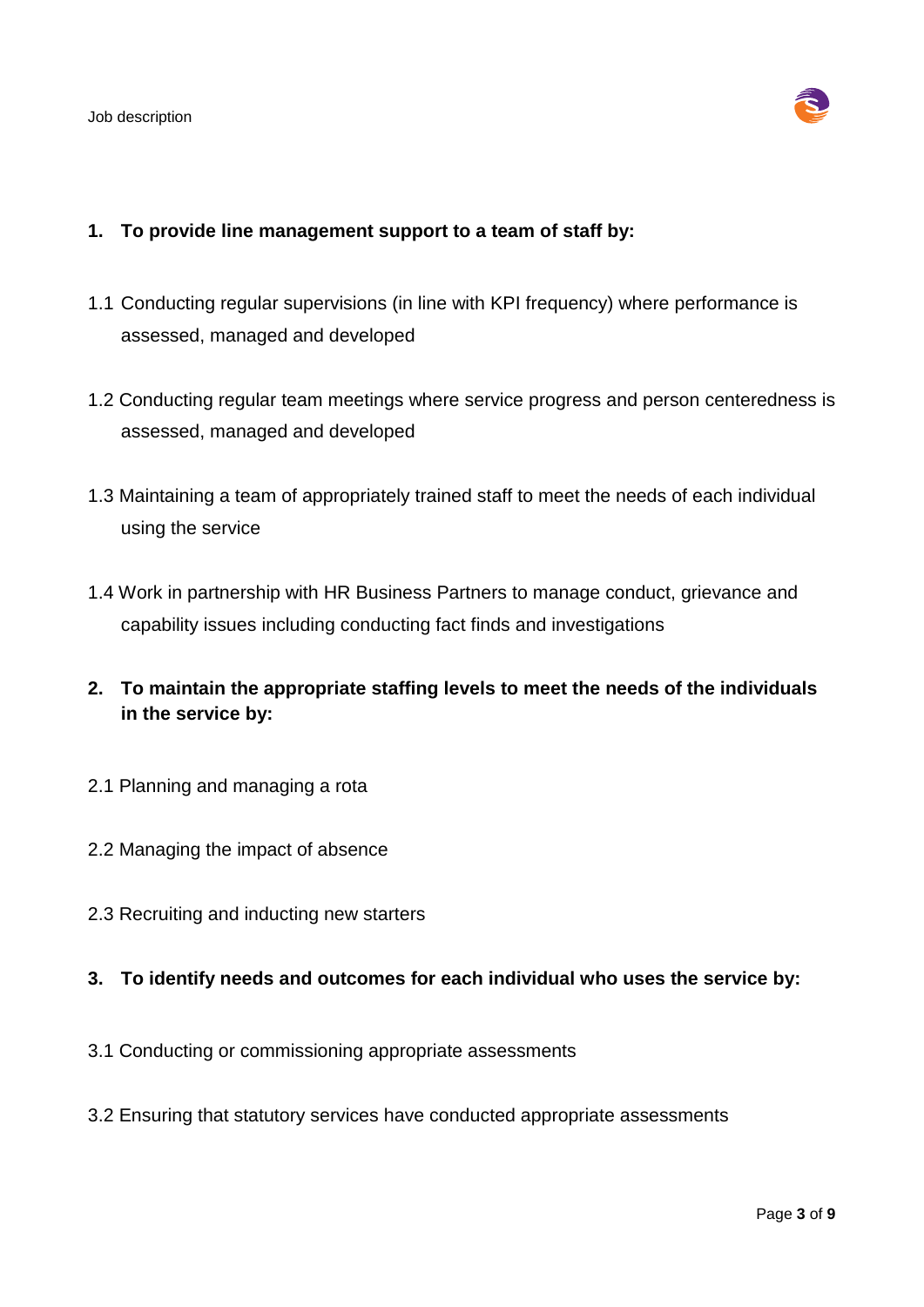1. **To provide line management support to a team of staff by:**

1.1 Conducting regular supervisions (in line with KPI frequency) where performance is assessed, managed and developed

1.2 Conducting regular team meetings where service progress and person centeredness is assessed, managed and developed

1.3 Maintaining a team of appropriately trained staff to meet the needs of each individual using the service

1.4 Work in partnership with HR Business Partners to manage conduct, grievance and capability issues including conducting fact finds and investigations

2. **To maintain the appropriate staffing levels to meet the needs of the individuals in the service by:**

2.1 Planning and managing a rota

2.2 Managing the impact of absence

2.3 Recruiting and inducting new starters

3. **To identify needs and outcomes for each individual who uses the service by:**

3.1 Conducting or commissioning appropriate assessments

3.2 Ensuring that statutory services have conducted appropriate assessments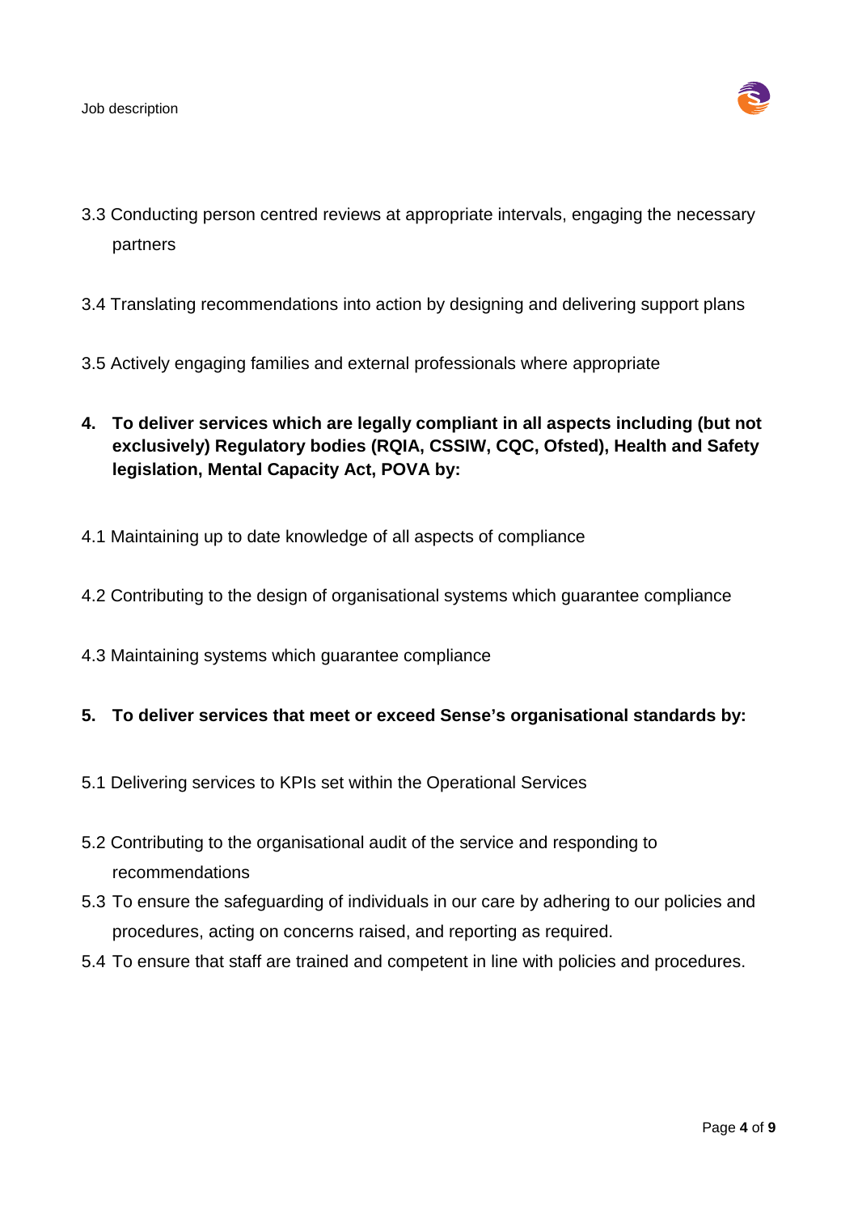3.3 Conducting person centred reviews at appropriate intervals, engaging the necessary partners

3.4 Translating recommendations into action by designing and delivering support plans

3.5 Actively engaging families and external professionals where appropriate

**4. To deliver services which are legally compliant in all aspects including (but not exclusively) Regulatory bodies (RQIA, CSSIW, CQC, Ofsted), Health and Safety legislation, Mental Capacity Act, POVA by:**

4.1 Maintaining up to date knowledge of all aspects of compliance

4.2 Contributing to the design of organisational systems which guarantee compliance

4.3 Maintaining systems which guarantee compliance

**5. To deliver services that meet or exceed Sense's organisational standards by:**

5.1 Delivering services to KPIs set within the Operational Services

5.2 Contributing to the organisational audit of the service and responding to recommendations

5.3 To ensure the safeguarding of individuals in our care by adhering to our policies and procedures, acting on concerns raised, and reporting as required.

5.4 To ensure that staff are trained and competent in line with policies and procedures.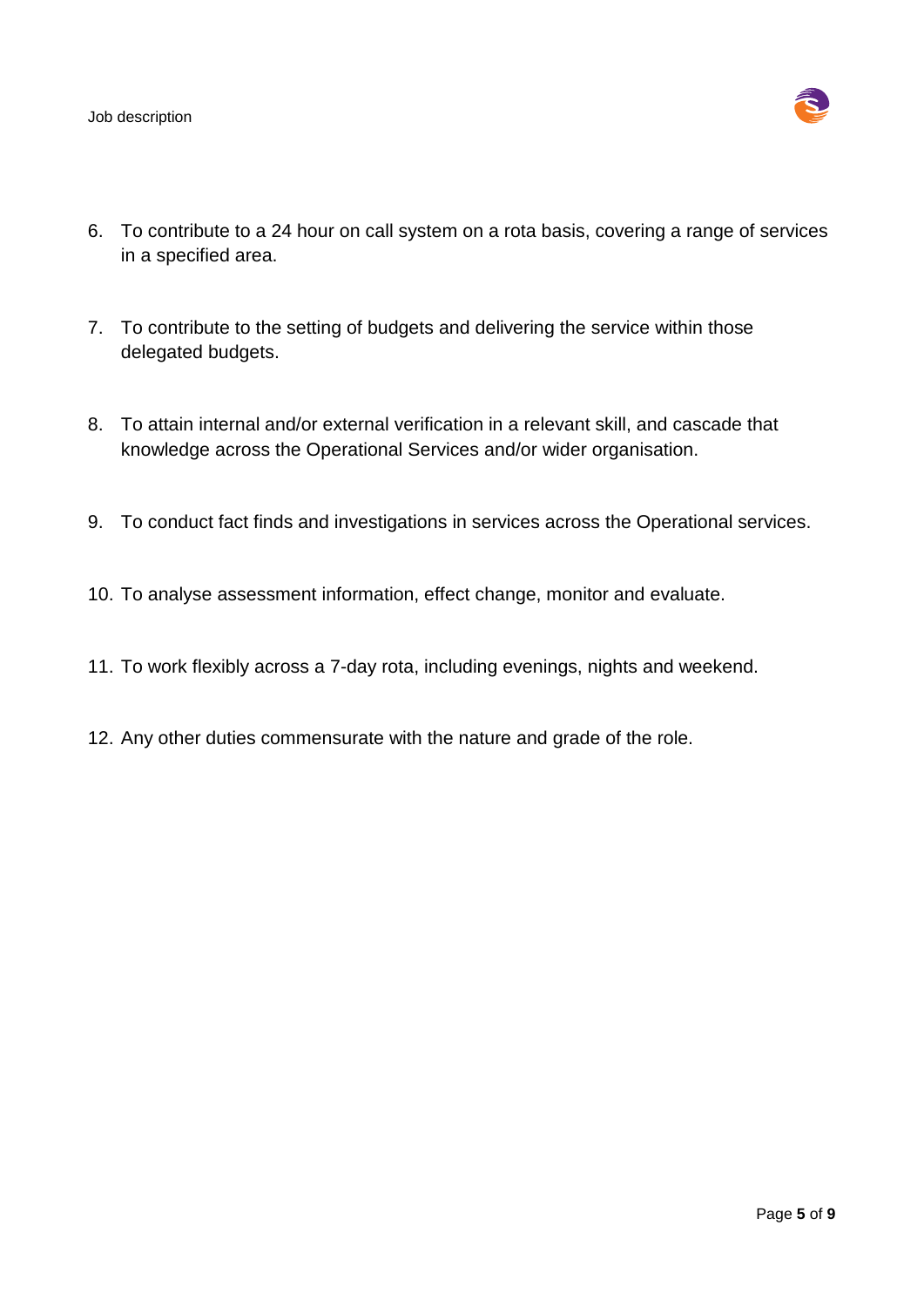6. To contribute to a 24 hour on call system on a rota basis, covering a range of services in a specified area.

7. To contribute to the setting of budgets and delivering the service within those delegated budgets.

8. To attain internal and/or external verification in a relevant skill, and cascade that knowledge across the Operational Services and/or wider organisation.

9. To conduct fact finds and investigations in services across the Operational services.

10. To analyse assessment information, effect change, monitor and evaluate.

11. To work flexibly across a 7-day rota, including evenings, nights and weekend.

12. Any other duties commensurate with the nature and grade of the role.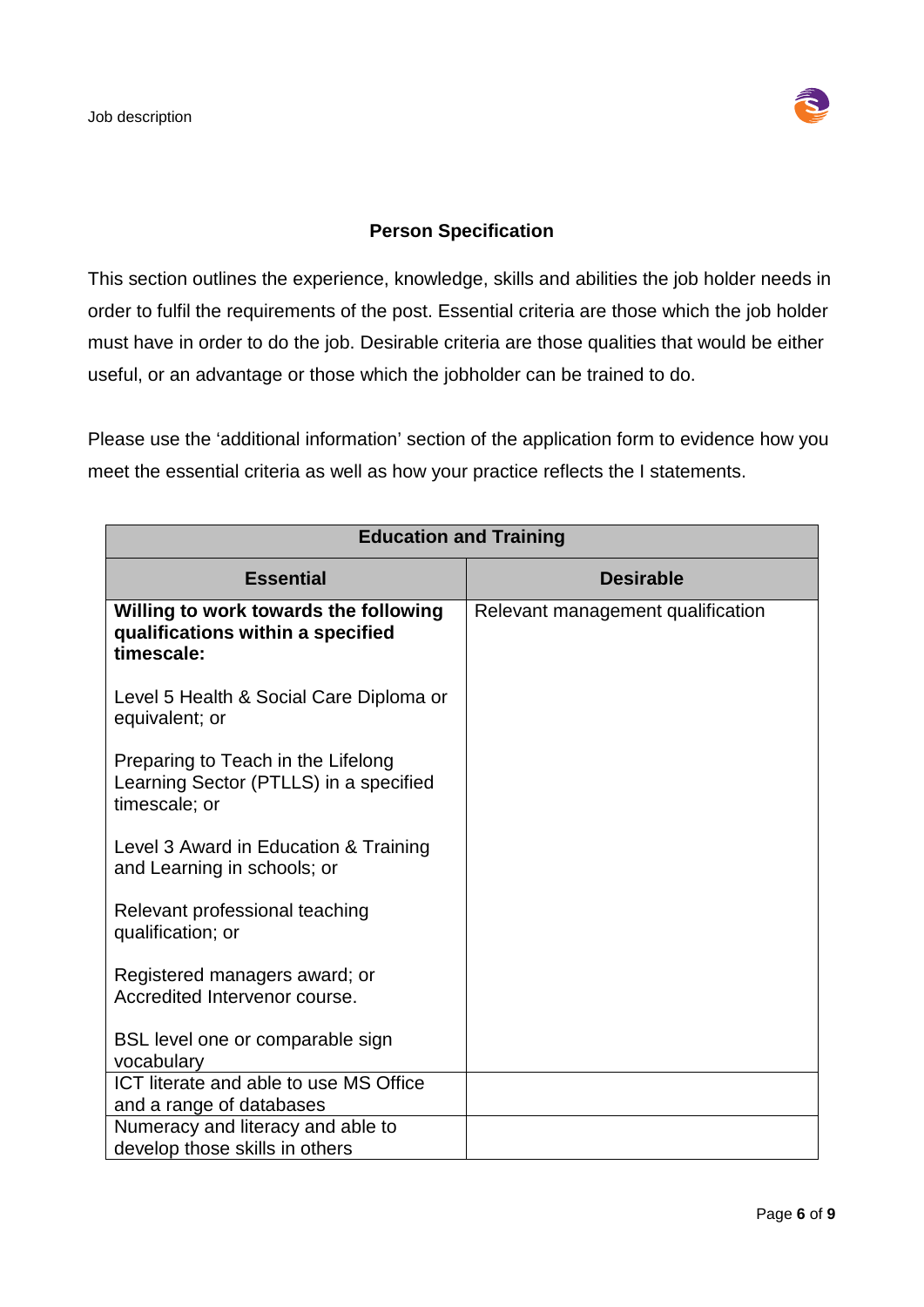## Person Specification

This section outlines the experience, knowledge, skills and abilities the job holder needs in order to fulfil the requirements of the post. Essential criteria are those which the job holder must have in order to do the job. Desirable criteria are those qualities that would be either useful, or an advantage or those which the jobholder can be trained to do.

Please use the 'additional information' section of the application form to evidence how you meet the essential criteria as well as how your practice reflects the I statements.

| Education and Training | |
|---|---|
| **Essential** | **Desirable** |
| **Willing to work towards the following qualifications within a specified timescale:**<br><br>Level 5 Health & Social Care Diploma or equivalent; or<br><br>Preparing to Teach in the Lifelong Learning Sector (PTLLS) in a specified timescale; or<br><br>Level 3 Award in Education & Training and Learning in schools; or<br><br>Relevant professional teaching qualification; or<br><br>Registered managers award; or Accredited Intervenor course.<br><br>BSL level one or comparable sign vocabulary | Relevant management qualification |
| ICT literate and able to use MS Office and a range of databases | |
| Numeracy and literacy and able to develop those skills in others | |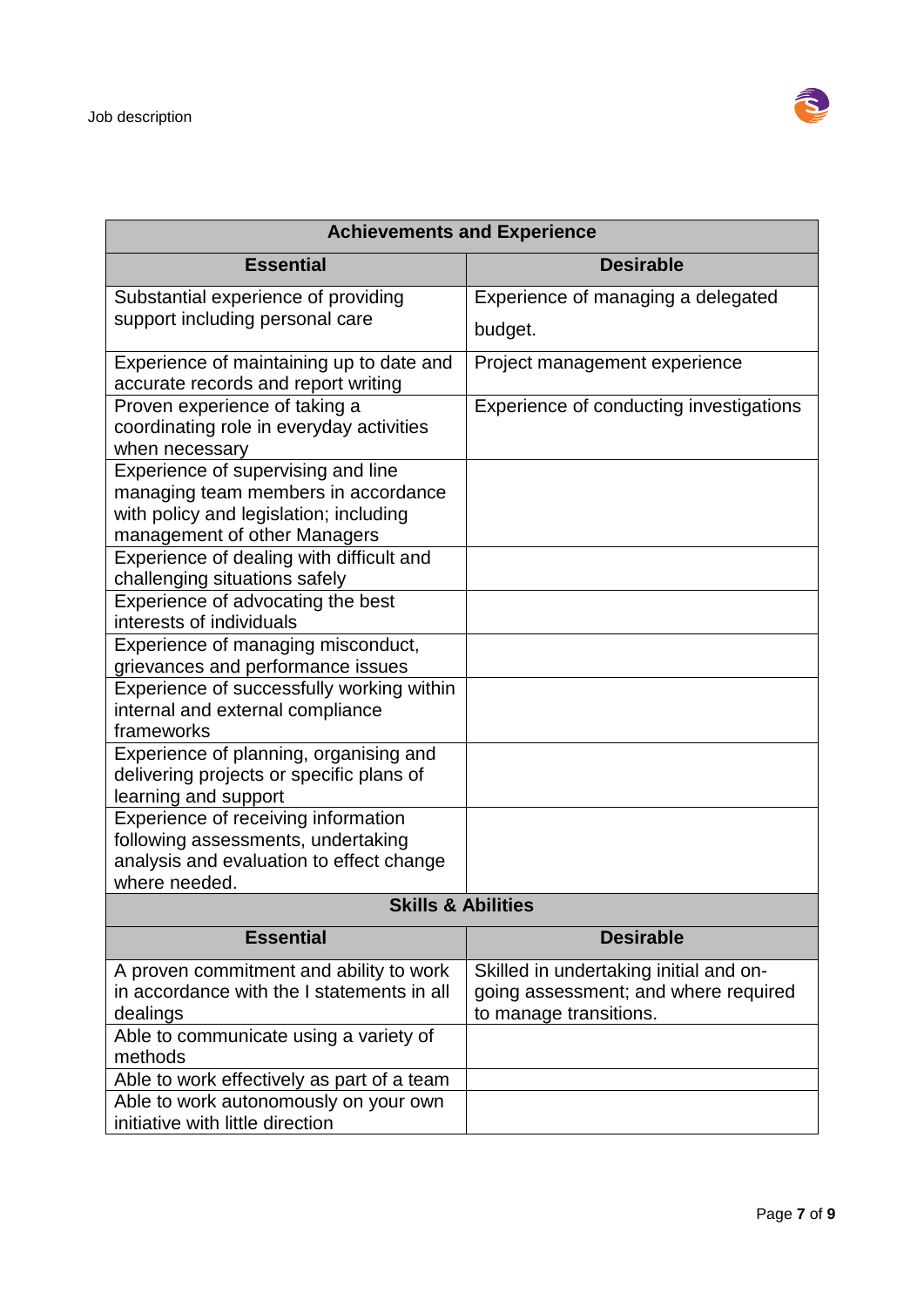| Achievements and Experience | |
|---|---|
| **Essential** | **Desirable** |
| Substantial experience of providing support including personal care | Experience of managing a delegated budget. |
| Experience of maintaining up to date and accurate records and report writing | Project management experience |
| Proven experience of taking a coordinating role in everyday activities when necessary | Experience of conducting investigations |
| Experience of supervising and line managing team members in accordance with policy and legislation; including management of other Managers | |
| Experience of dealing with difficult and challenging situations safely | |
| Experience of advocating the best interests of individuals | |
| Experience of managing misconduct, grievances and performance issues | |
| Experience of successfully working within internal and external compliance frameworks | |
| Experience of planning, organising and delivering projects or specific plans of learning and support | |
| Experience of receiving information following assessments, undertaking analysis and evaluation to effect change where needed. | |

| Skills & Abilities | |
|---|---|
| **Essential** | **Desirable** |
| A proven commitment and ability to work in accordance with the I statements in all dealings | Skilled in undertaking initial and on-going assessment; and where required to manage transitions. |
| Able to communicate using a variety of methods | |
| Able to work effectively as part of a team | |
| Able to work autonomously on your own initiative with little direction | |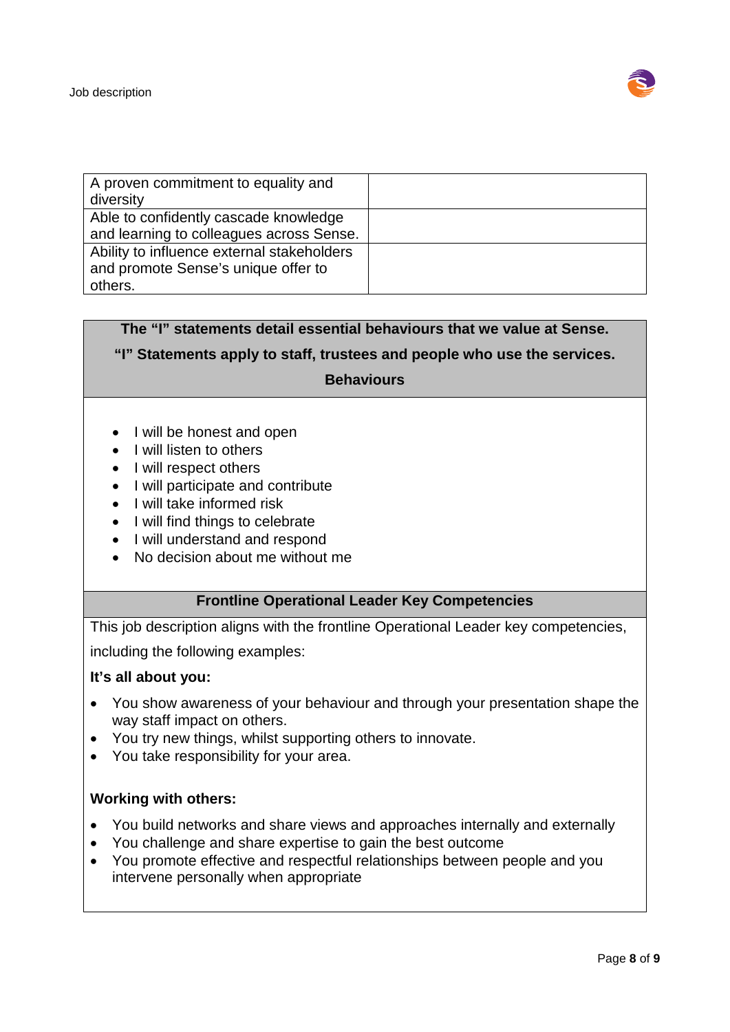| | |
|---|---|
| A proven commitment to equality and diversity | |
| Able to confidently cascade knowledge and learning to colleagues across Sense. | |
| Ability to influence external stakeholders and promote Sense's unique offer to others. | |

**The "I" statements detail essential behaviours that we value at Sense.**

**"I" Statements apply to staff, trustees and people who use the services.**

**Behaviours**

- I will be honest and open
- I will listen to others
- I will respect others
- I will participate and contribute
- I will take informed risk
- I will find things to celebrate
- I will understand and respond
- No decision about me without me

**Frontline Operational Leader Key Competencies**

This job description aligns with the frontline Operational Leader key competencies, including the following examples:

**It's all about you:**

- You show awareness of your behaviour and through your presentation shape the way staff impact on others.
- You try new things, whilst supporting others to innovate.
- You take responsibility for your area.

**Working with others:**

- You build networks and share views and approaches internally and externally
- You challenge and share expertise to gain the best outcome
- You promote effective and respectful relationships between people and you intervene personally when appropriate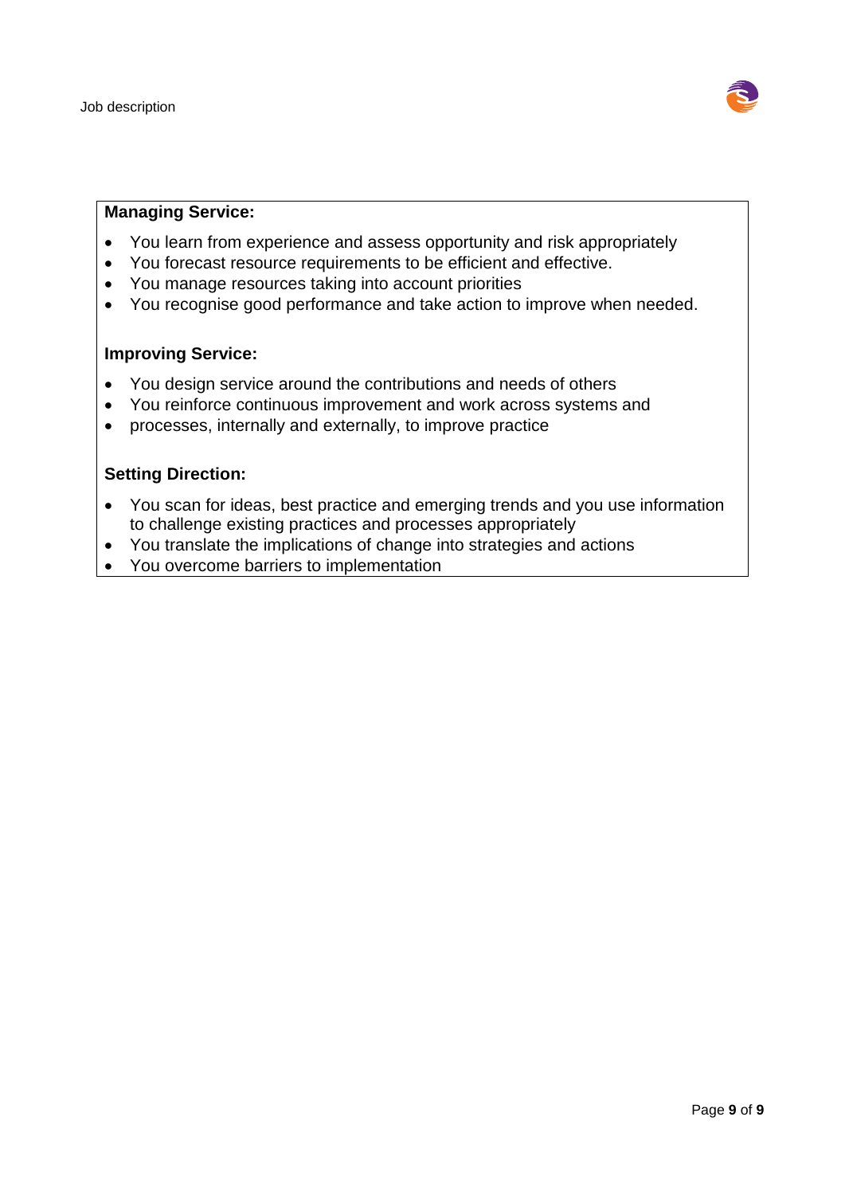**Managing Service:**

- You learn from experience and assess opportunity and risk appropriately
- You forecast resource requirements to be efficient and effective.
- You manage resources taking into account priorities
- You recognise good performance and take action to improve when needed.

**Improving Service:**

- You design service around the contributions and needs of others
- You reinforce continuous improvement and work across systems and
- processes, internally and externally, to improve practice

**Setting Direction:**

- You scan for ideas, best practice and emerging trends and you use information to challenge existing practices and processes appropriately
- You translate the implications of change into strategies and actions
- You overcome barriers to implementation